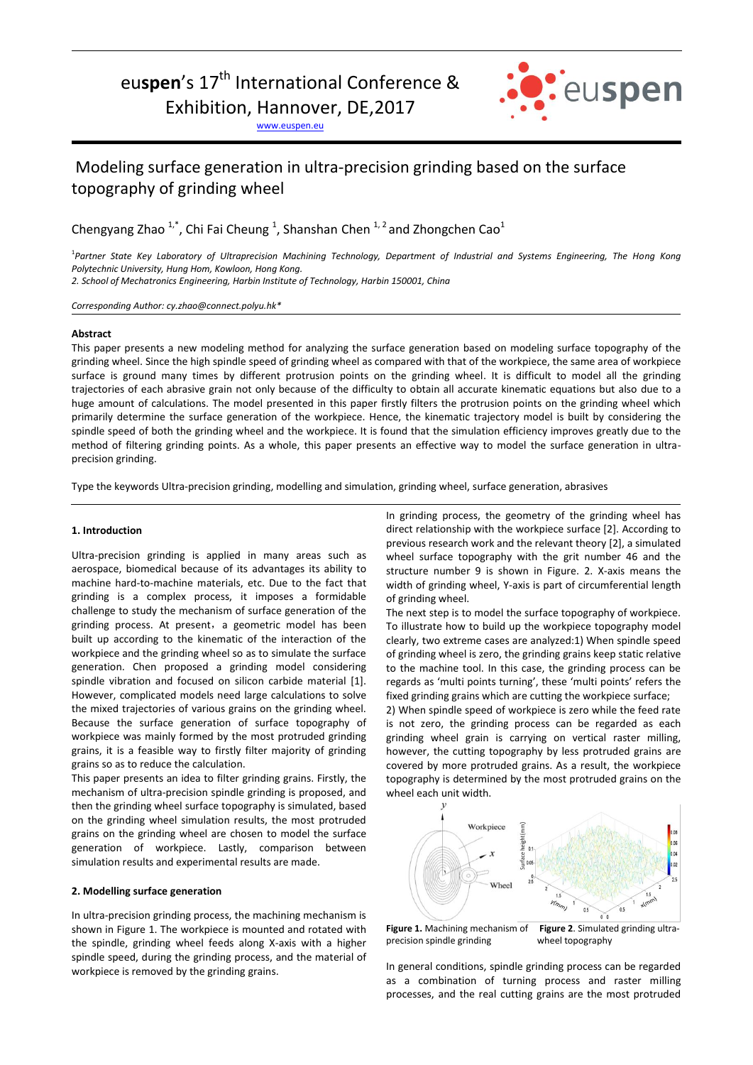euspen's 17th International Conference & Exhibition, Hannover, DE, 2017

www.euspen.eu

# Modeling surface generation in ultra-precision grinding based on the surface topography of grinding wheel

Chengyang Zhao [1,*], Chi Fai Cheung [1], Shanshan Chen [1, 2] and Zhongchen Cao[1]

[1]*Partner State Key Laboratory of Ultraprecision Machining Technology, Department of Industrial and Systems Engineering, The Hong Kong Polytechnic University, Hung Hom, Kowloon, Hong Kong.*
*2. School of Mechatronics Engineering, Harbin Institute of Technology, Harbin 150001, China*

*Corresponding Author: cy.zhao@connect.polyu.hk**

**Abstract**

This paper presents a new modeling method for analyzing the surface generation based on modeling surface topography of the grinding wheel. Since the high spindle speed of grinding wheel as compared with that of the workpiece, the same area of workpiece surface is ground many times by different protrusion points on the grinding wheel. It is difficult to model all the grinding trajectories of each abrasive grain not only because of the difficulty to obtain all accurate kinematic equations but also due to a huge amount of calculations. The model presented in this paper firstly filters the protrusion points on the grinding wheel which primarily determine the surface generation of the workpiece. Hence, the kinematic trajectory model is built by considering the spindle speed of both the grinding wheel and the workpiece. It is found that the simulation efficiency improves greatly due to the method of filtering grinding points. As a whole, this paper presents an effective way to model the surface generation in ultra-precision grinding.

Type the keywords Ultra-precision grinding, modelling and simulation, grinding wheel, surface generation, abrasives

## 1. Introduction

Ultra-precision grinding is applied in many areas such as aerospace, biomedical because of its advantages its ability to machine hard-to-machine materials, etc. Due to the fact that grinding is a complex process, it imposes a formidable challenge to study the mechanism of surface generation of the grinding process. At present，a geometric model has been built up according to the kinematic of the interaction of the workpiece and the grinding wheel so as to simulate the surface generation. Chen proposed a grinding model considering spindle vibration and focused on silicon carbide material [1]. However, complicated models need large calculations to solve the mixed trajectories of various grains on the grinding wheel. Because the surface generation of surface topography of workpiece was mainly formed by the most protruded grinding grains, it is a feasible way to firstly filter majority of grinding grains so as to reduce the calculation.

This paper presents an idea to filter grinding grains. Firstly, the mechanism of ultra-precision spindle grinding is proposed, and then the grinding wheel surface topography is simulated, based on the grinding wheel simulation results, the most protruded grains on the grinding wheel are chosen to model the surface generation of workpiece. Lastly, comparison between simulation results and experimental results are made.

## 2. Modelling surface generation

In ultra-precision grinding process, the machining mechanism is shown in Figure 1. The workpiece is mounted and rotated with the spindle, grinding wheel feeds along X-axis with a higher spindle speed, during the grinding process, and the material of workpiece is removed by the grinding grains.

In grinding process, the geometry of the grinding wheel has direct relationship with the workpiece surface [2]. According to previous research work and the relevant theory [2], a simulated wheel surface topography with the grit number 46 and the structure number 9 is shown in Figure. 2. X-axis means the width of grinding wheel, Y-axis is part of circumferential length of grinding wheel.

The next step is to model the surface topography of workpiece. To illustrate how to build up the workpiece topography model clearly, two extreme cases are analyzed:1) When spindle speed of grinding wheel is zero, the grinding grains keep static relative to the machine tool. In this case, the grinding process can be regards as 'multi points turning', these 'multi points' refers the fixed grinding grains which are cutting the workpiece surface;
2) When spindle speed of workpiece is zero while the feed rate is not zero, the grinding process can be regarded as each grinding wheel grain is carrying on vertical raster milling, however, the cutting topography by less protruded grains are covered by more protruded grains. As a result, the workpiece topography is determined by the most protruded grains on the wheel each unit width.

**Figure 1.** Machining mechanism of precision spindle grinding

**Figure 2**. Simulated grinding ultra-wheel topography

In general conditions, spindle grinding process can be regarded as a combination of turning process and raster milling processes, and the real cutting grains are the most protruded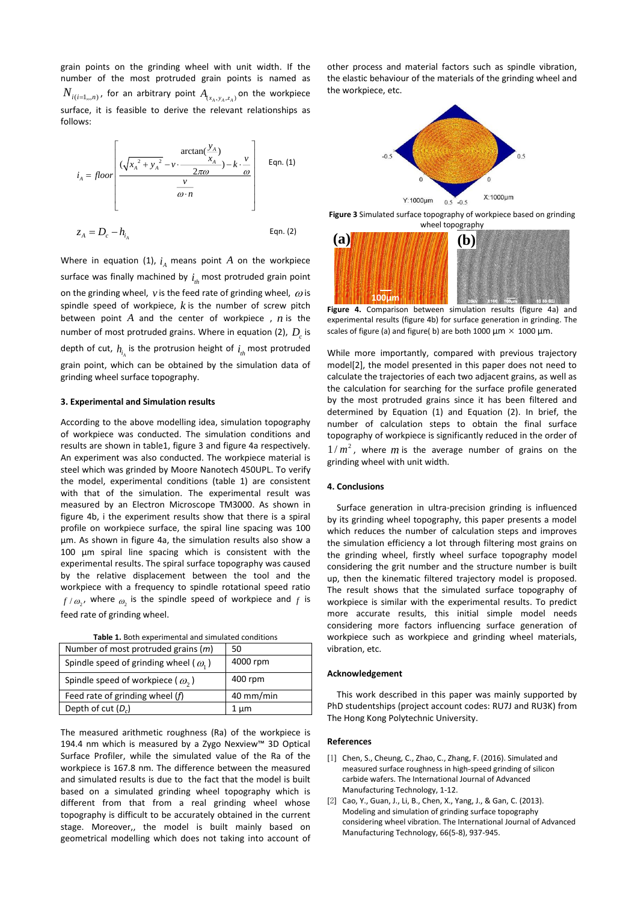grain points on the grinding wheel with unit width. If the number of the most protruded grain points is named as $N_{i(i=1,,,n)}$, for an arbitrary point $A_{(x_A,y_A,z_A)}$ on the workpiece surface, it is feasible to derive the relevant relationships as follows:

$$i_A = floor\left[\frac{(\sqrt{x_A^2+y_A^2} - v\cdot\frac{\arctan(\frac{y_A}{x_A})}{2\pi\omega}) - k\cdot\frac{v}{\omega}}{\frac{v}{\omega\cdot n}}\right] \quad \text{Eqn. (1)}$$

$$z_A = D_c - h_{i_A} \quad \text{Eqn. (2)}$$

Where in equation (1), $i_A$ means point $A$ on the workpiece surface was finally machined by $i_{th}$ most protruded grain point on the grinding wheel, $v$ is the feed rate of grinding wheel, $\omega$ is spindle speed of workpiece, $k$ is the number of screw pitch between point $A$ and the center of workpiece , $n$ is the number of most protruded grains. Where in equation (2), $D_c$ is depth of cut, $h_{i_A}$ is the protrusion height of $i_{th}$ most protruded grain point, which can be obtained by the simulation data of grinding wheel surface topography.

### 3. Experimental and Simulation results

According to the above modelling idea, simulation topography of workpiece was conducted. The simulation conditions and results are shown in table1, figure 3 and figure 4a respectively. An experiment was also conducted. The workpiece material is steel which was grinded by Moore Nanotech 450UPL. To verify the model, experimental conditions (table 1) are consistent with that of the simulation. The experimental result was measured by an Electron Microscope TM3000. As shown in figure 4b, i the experiment results show that there is a spiral profile on workpiece surface, the spiral line spacing was 100 µm. As shown in figure 4a, the simulation results also show a 100 µm spiral line spacing which is consistent with the experimental results. The spiral surface topography was caused by the relative displacement between the tool and the workpiece with a frequency to spindle rotational speed ratio $f/\omega_2$, where $\omega_2$ is the spindle speed of workpiece and $f$ is feed rate of grinding wheel.

**Table 1.** Both experimental and simulated conditions

| | |
|---|---|
| Number of most protruded grains ($m$) | 50 |
| Spindle speed of grinding wheel ( $\omega_1$ ) | 4000 rpm |
| Spindle speed of workpiece ( $\omega_2$ ) | 400 rpm |
| Feed rate of grinding wheel ($f$) | 40 mm/min |
| Depth of cut ($D_c$) | 1 µm |

The measured arithmetic roughness (Ra) of the workpiece is 194.4 nm which is measured by a Zygo Nexview™ 3D Optical Surface Profiler, while the simulated value of the Ra of the workpiece is 167.8 nm. The difference between the measured and simulated results is due to the fact that the model is built based on a simulated grinding wheel topography which is different from that from a real grinding wheel whose topography is difficult to be accurately obtained in the current stage. Moreover,, the model is built mainly based on geometrical modelling which does not taking into account of other process and material factors such as spindle vibration, the elastic behaviour of the materials of the grinding wheel and the workpiece, etc.

-0.5
0.5
0
0
Y:1000µm 0.5 -0.5 X:1000µm

**Figure 3** Simulated surface topography of workpiece based on grinding wheel topography

(a)
100µm
(b)

**Figure 4.** Comparison between simulation results (figure 4a) and experimental results (figure 4b) for surface generation in grinding. The scales of figure (a) and figure( b) are both 1000 µm × 1000 µm.

While more importantly, compared with previous trajectory model[2], the model presented in this paper does not need to calculate the trajectories of each two adjacent grains, as well as the calculation for searching for the surface profile generated by the most protruded grains since it has been filtered and determined by Equation (1) and Equation (2). In brief, the number of calculation steps to obtain the final surface topography of workpiece is significantly reduced in the order of $1/m^2$, where $m$ is the average number of grains on the grinding wheel with unit width.

### 4. Conclusions

Surface generation in ultra-precision grinding is influenced by its grinding wheel topography, this paper presents a model which reduces the number of calculation steps and improves the simulation efficiency a lot through filtering most grains on the grinding wheel, firstly wheel surface topography model considering the grit number and the structure number is built up, then the kinematic filtered trajectory model is proposed. The result shows that the simulated surface topography of workpiece is similar with the experimental results. To predict more accurate results, this initial simple model needs considering more factors influencing surface generation of workpiece such as workpiece and grinding wheel materials, vibration, etc.

### Acknowledgement

This work described in this paper was mainly supported by PhD studentships (project account codes: RU7J and RU3K) from The Hong Kong Polytechnic University.

### References

[1] Chen, S., Cheung, C., Zhao, C., Zhang, F. (2016). Simulated and measured surface roughness in high-speed grinding of silicon carbide wafers. The International Journal of Advanced Manufacturing Technology, 1-12.

[2] Cao, Y., Guan, J., Li, B., Chen, X., Yang, J., & Gan, C. (2013). Modeling and simulation of grinding surface topography considering wheel vibration. The International Journal of Advanced Manufacturing Technology, 66(5-8), 937-945.